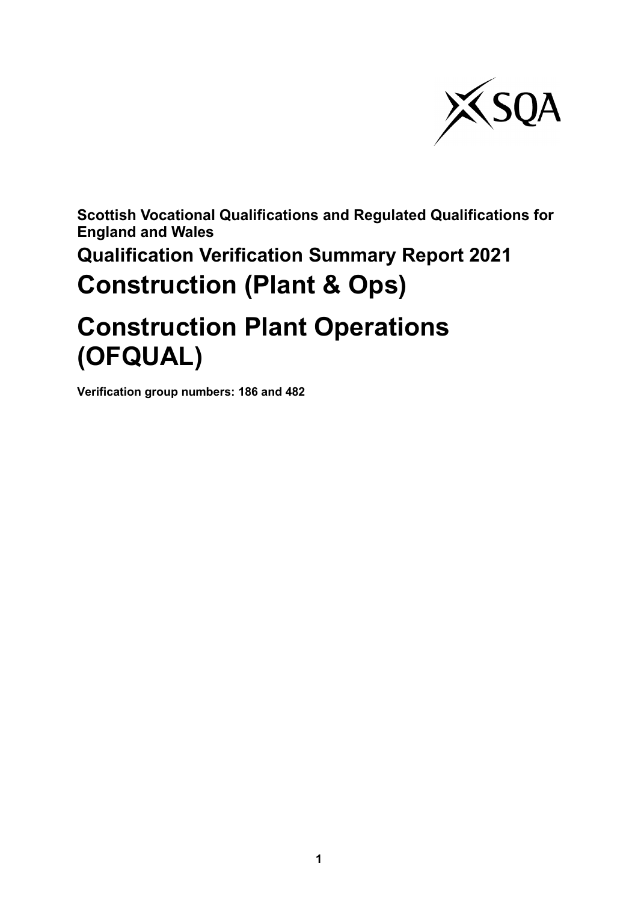**Scottish Vocational Qualifications and Regulated Qualifications for England and Wales**

## Qualification Verification Summary Report 2021

# Construction (Plant & Ops)

# Construction Plant Operations (OFQUAL)

**Verification group numbers: 186 and 482**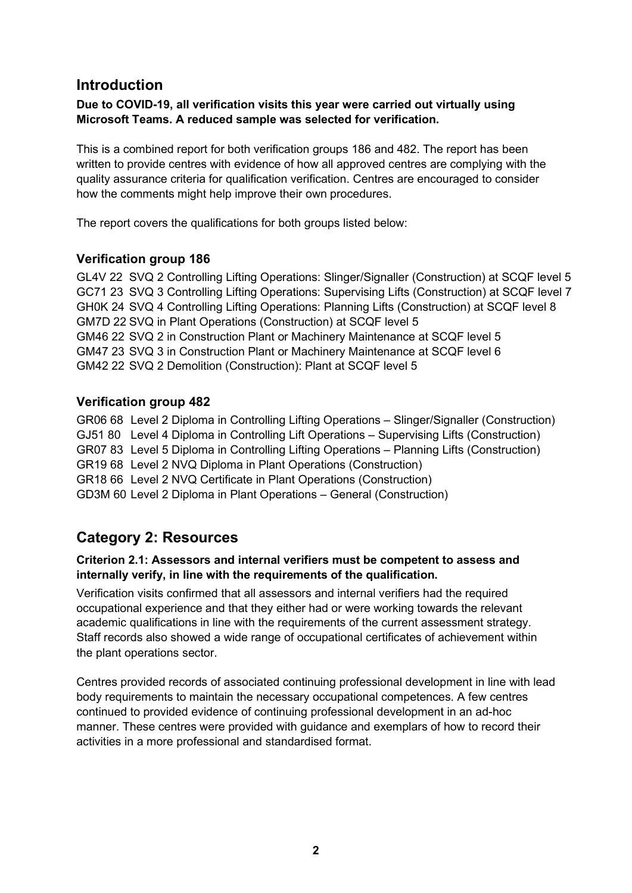## Introduction

**Due to COVID-19, all verification visits this year were carried out virtually using Microsoft Teams. A reduced sample was selected for verification.**

This is a combined report for both verification groups 186 and 482. The report has been written to provide centres with evidence of how all approved centres are complying with the quality assurance criteria for qualification verification. Centres are encouraged to consider how the comments might help improve their own procedures.

The report covers the qualifications for both groups listed below:

### Verification group 186

GL4V 22 SVQ 2 Controlling Lifting Operations: Slinger/Signaller (Construction) at SCQF level 5
GC71 23 SVQ 3 Controlling Lifting Operations: Supervising Lifts (Construction) at SCQF level 7
GH0K 24 SVQ 4 Controlling Lifting Operations: Planning Lifts (Construction) at SCQF level 8
GM7D 22 SVQ in Plant Operations (Construction) at SCQF level 5
GM46 22 SVQ 2 in Construction Plant or Machinery Maintenance at SCQF level 5
GM47 23 SVQ 3 in Construction Plant or Machinery Maintenance at SCQF level 6
GM42 22 SVQ 2 Demolition (Construction): Plant at SCQF level 5

### Verification group 482

GR06 68 Level 2 Diploma in Controlling Lifting Operations – Slinger/Signaller (Construction)
GJ51 80 Level 4 Diploma in Controlling Lift Operations – Supervising Lifts (Construction)
GR07 83 Level 5 Diploma in Controlling Lifting Operations – Planning Lifts (Construction)
GR19 68 Level 2 NVQ Diploma in Plant Operations (Construction)
GR18 66 Level 2 NVQ Certificate in Plant Operations (Construction)
GD3M 60 Level 2 Diploma in Plant Operations – General (Construction)

## Category 2: Resources

**Criterion 2.1: Assessors and internal verifiers must be competent to assess and internally verify, in line with the requirements of the qualification.**

Verification visits confirmed that all assessors and internal verifiers had the required occupational experience and that they either had or were working towards the relevant academic qualifications in line with the requirements of the current assessment strategy. Staff records also showed a wide range of occupational certificates of achievement within the plant operations sector.

Centres provided records of associated continuing professional development in line with lead body requirements to maintain the necessary occupational competences. A few centres continued to provided evidence of continuing professional development in an ad-hoc manner. These centres were provided with guidance and exemplars of how to record their activities in a more professional and standardised format.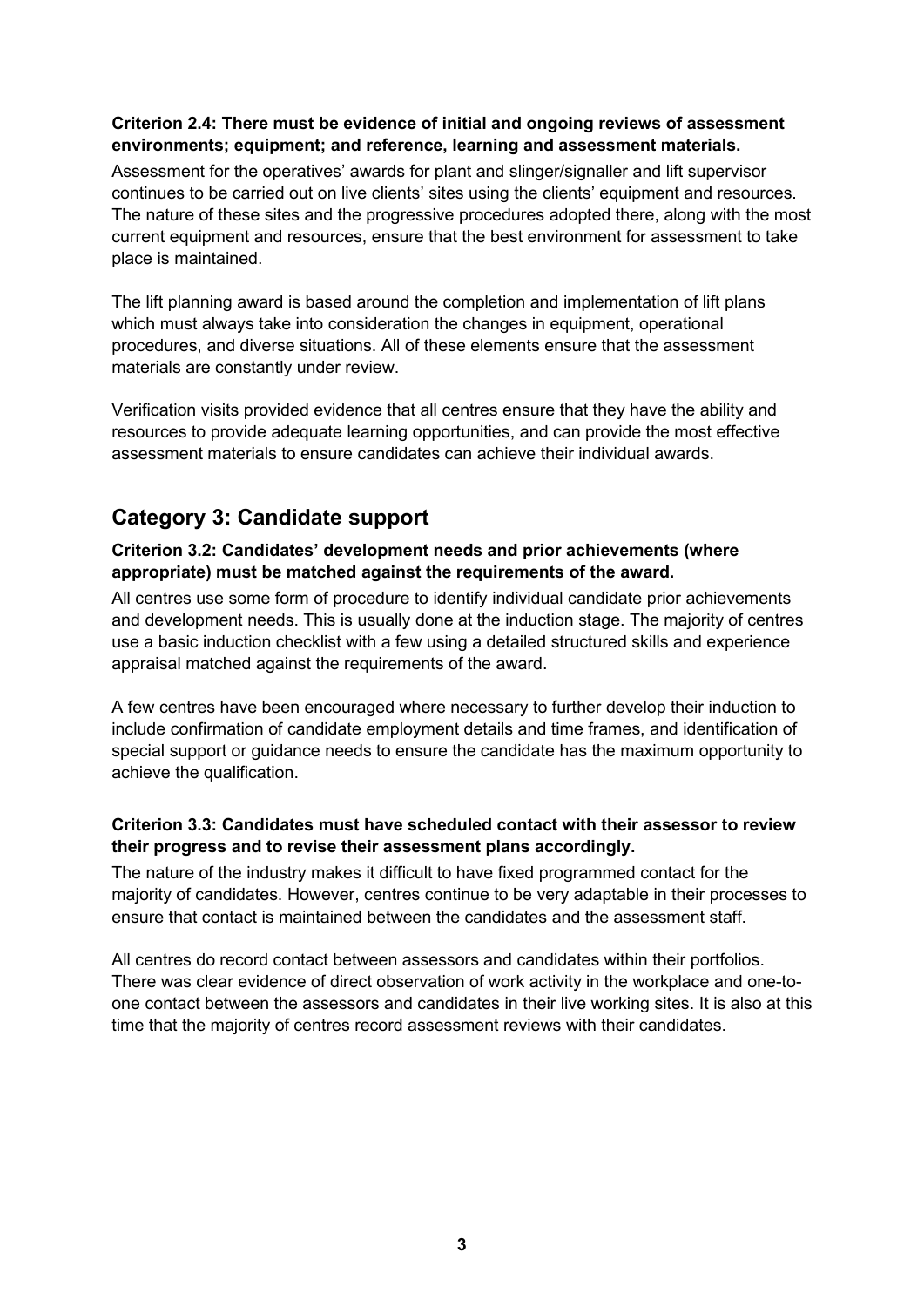**Criterion 2.4: There must be evidence of initial and ongoing reviews of assessment environments; equipment; and reference, learning and assessment materials.**

Assessment for the operatives' awards for plant and slinger/signaller and lift supervisor continues to be carried out on live clients' sites using the clients' equipment and resources. The nature of these sites and the progressive procedures adopted there, along with the most current equipment and resources, ensure that the best environment for assessment to take place is maintained.

The lift planning award is based around the completion and implementation of lift plans which must always take into consideration the changes in equipment, operational procedures, and diverse situations. All of these elements ensure that the assessment materials are constantly under review.

Verification visits provided evidence that all centres ensure that they have the ability and resources to provide adequate learning opportunities, and can provide the most effective assessment materials to ensure candidates can achieve their individual awards.

## Category 3: Candidate support

**Criterion 3.2: Candidates' development needs and prior achievements (where appropriate) must be matched against the requirements of the award.**

All centres use some form of procedure to identify individual candidate prior achievements and development needs. This is usually done at the induction stage. The majority of centres use a basic induction checklist with a few using a detailed structured skills and experience appraisal matched against the requirements of the award.

A few centres have been encouraged where necessary to further develop their induction to include confirmation of candidate employment details and time frames, and identification of special support or guidance needs to ensure the candidate has the maximum opportunity to achieve the qualification.

**Criterion 3.3: Candidates must have scheduled contact with their assessor to review their progress and to revise their assessment plans accordingly.**

The nature of the industry makes it difficult to have fixed programmed contact for the majority of candidates. However, centres continue to be very adaptable in their processes to ensure that contact is maintained between the candidates and the assessment staff.

All centres do record contact between assessors and candidates within their portfolios. There was clear evidence of direct observation of work activity in the workplace and one-to-one contact between the assessors and candidates in their live working sites. It is also at this time that the majority of centres record assessment reviews with their candidates.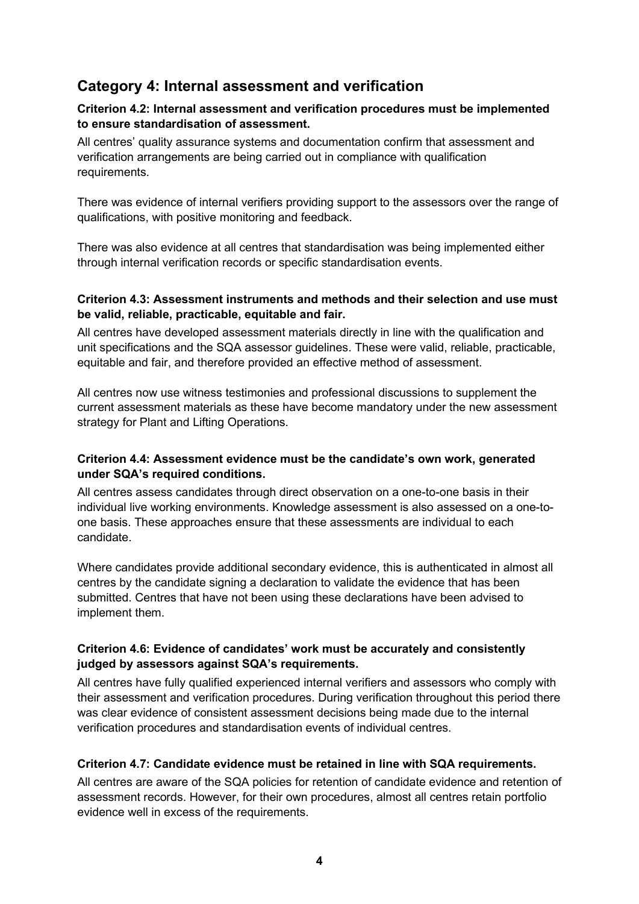## Category 4: Internal assessment and verification

**Criterion 4.2: Internal assessment and verification procedures must be implemented to ensure standardisation of assessment.**

All centres' quality assurance systems and documentation confirm that assessment and verification arrangements are being carried out in compliance with qualification requirements.

There was evidence of internal verifiers providing support to the assessors over the range of qualifications, with positive monitoring and feedback.

There was also evidence at all centres that standardisation was being implemented either through internal verification records or specific standardisation events.

**Criterion 4.3: Assessment instruments and methods and their selection and use must be valid, reliable, practicable, equitable and fair.**

All centres have developed assessment materials directly in line with the qualification and unit specifications and the SQA assessor guidelines. These were valid, reliable, practicable, equitable and fair, and therefore provided an effective method of assessment.

All centres now use witness testimonies and professional discussions to supplement the current assessment materials as these have become mandatory under the new assessment strategy for Plant and Lifting Operations.

**Criterion 4.4: Assessment evidence must be the candidate's own work, generated under SQA's required conditions.**

All centres assess candidates through direct observation on a one-to-one basis in their individual live working environments. Knowledge assessment is also assessed on a one-to-one basis. These approaches ensure that these assessments are individual to each candidate.

Where candidates provide additional secondary evidence, this is authenticated in almost all centres by the candidate signing a declaration to validate the evidence that has been submitted. Centres that have not been using these declarations have been advised to implement them.

**Criterion 4.6: Evidence of candidates' work must be accurately and consistently judged by assessors against SQA's requirements.**

All centres have fully qualified experienced internal verifiers and assessors who comply with their assessment and verification procedures. During verification throughout this period there was clear evidence of consistent assessment decisions being made due to the internal verification procedures and standardisation events of individual centres.

**Criterion 4.7: Candidate evidence must be retained in line with SQA requirements.**

All centres are aware of the SQA policies for retention of candidate evidence and retention of assessment records. However, for their own procedures, almost all centres retain portfolio evidence well in excess of the requirements.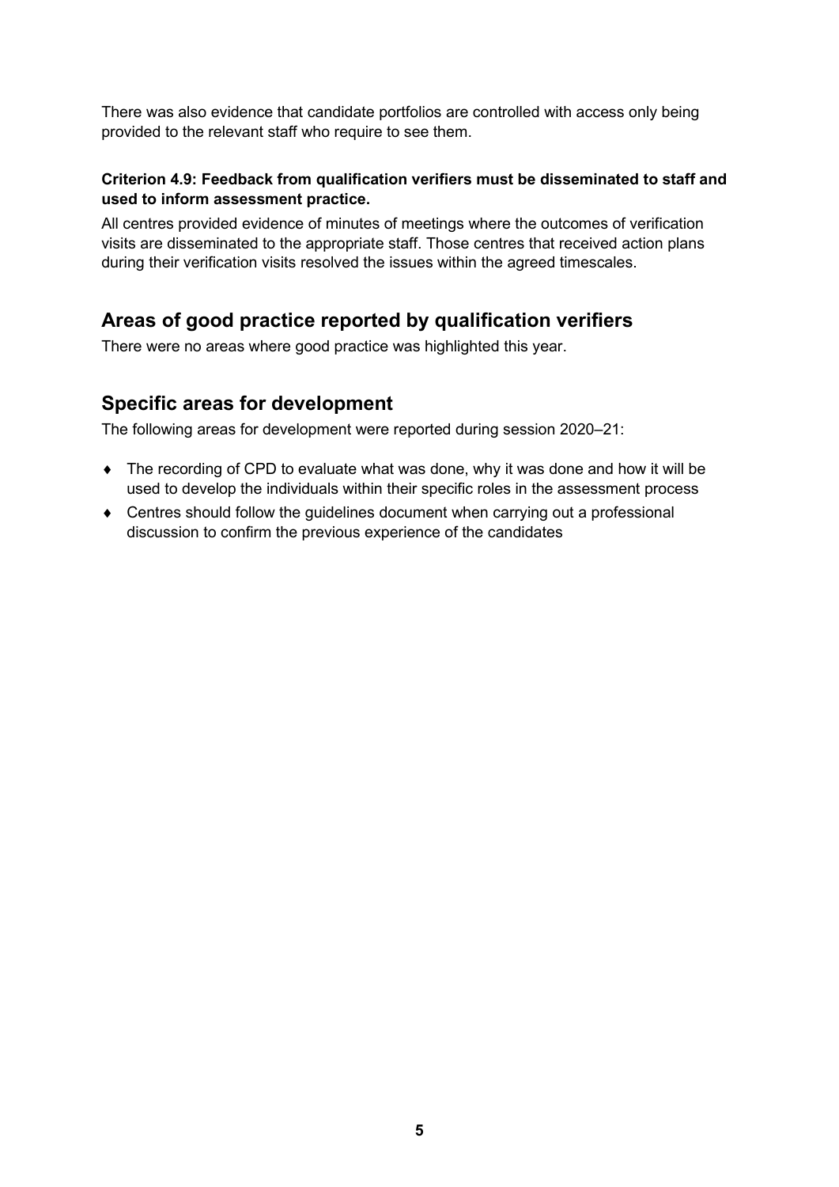There was also evidence that candidate portfolios are controlled with access only being provided to the relevant staff who require to see them.

**Criterion 4.9: Feedback from qualification verifiers must be disseminated to staff and used to inform assessment practice.**

All centres provided evidence of minutes of meetings where the outcomes of verification visits are disseminated to the appropriate staff. Those centres that received action plans during their verification visits resolved the issues within the agreed timescales.

## Areas of good practice reported by qualification verifiers

There were no areas where good practice was highlighted this year.

## Specific areas for development

The following areas for development were reported during session 2020–21:

- The recording of CPD to evaluate what was done, why it was done and how it will be used to develop the individuals within their specific roles in the assessment process
- Centres should follow the guidelines document when carrying out a professional discussion to confirm the previous experience of the candidates